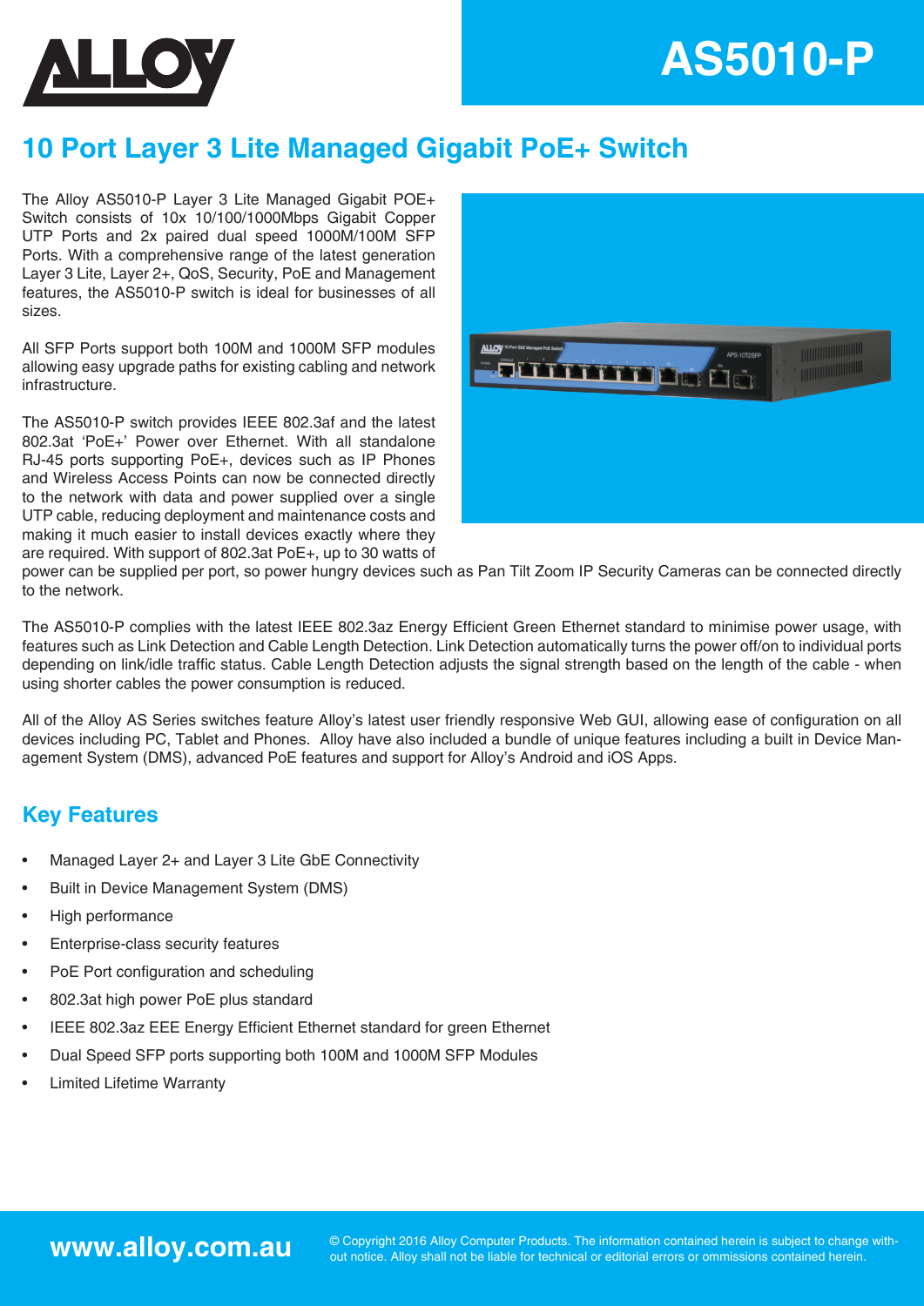# AS5010-P

## 10 Port Layer 3 Lite Managed Gigabit PoE+ Switch

The Alloy AS5010-P Layer 3 Lite Managed Gigabit POE+ Switch consists of 10x 10/100/1000Mbps Gigabit Copper UTP Ports and 2x paired dual speed 1000M/100M SFP Ports. With a comprehensive range of the latest generation Layer 3 Lite, Layer 2+, QoS, Security, PoE and Management features, the AS5010-P switch is ideal for businesses of all sizes.

All SFP Ports support both 100M and 1000M SFP modules allowing easy upgrade paths for existing cabling and network infrastructure.

The AS5010-P switch provides IEEE 802.3af and the latest 802.3at 'PoE+' Power over Ethernet. With all standalone RJ-45 ports supporting PoE+, devices such as IP Phones and Wireless Access Points can now be connected directly to the network with data and power supplied over a single UTP cable, reducing deployment and maintenance costs and making it much easier to install devices exactly where they are required. With support of 802.3at PoE+, up to 30 watts of power can be supplied per port, so power hungry devices such as Pan Tilt Zoom IP Security Cameras can be connected directly to the network.

The AS5010-P complies with the latest IEEE 802.3az Energy Efficient Green Ethernet standard to minimise power usage, with features such as Link Detection and Cable Length Detection. Link Detection automatically turns the power off/on to individual ports depending on link/idle traffic status. Cable Length Detection adjusts the signal strength based on the length of the cable - when using shorter cables the power consumption is reduced.

All of the Alloy AS Series switches feature Alloy's latest user friendly responsive Web GUI, allowing ease of configuration on all devices including PC, Tablet and Phones. Alloy have also included a bundle of unique features including a built in Device Management System (DMS), advanced PoE features and support for Alloy's Android and iOS Apps.

## Key Features

- Managed Layer 2+ and Layer 3 Lite GbE Connectivity
- Built in Device Management System (DMS)
- High performance
- Enterprise-class security features
- PoE Port configuration and scheduling
- 802.3at high power PoE plus standard
- IEEE 802.3az EEE Energy Efficient Ethernet standard for green Ethernet
- Dual Speed SFP ports supporting both 100M and 1000M SFP Modules
- Limited Lifetime Warranty

www.alloy.com.au

© Copyright 2016 Alloy Computer Products. The information contained herein is subject to change without notice. Alloy shall not be liable for technical or editorial errors or ommissions contained herein.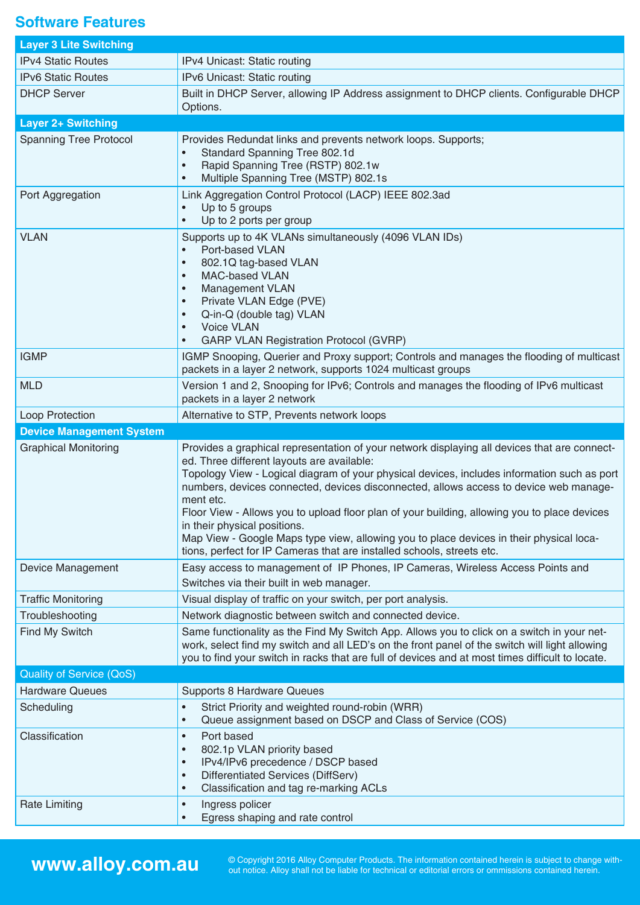## Software Features

| Layer 3 Lite Switching | |
|---|---|
| IPv4 Static Routes | IPv4 Unicast: Static routing |
| IPv6 Static Routes | IPv6 Unicast: Static routing |
| DHCP Server | Built in DHCP Server, allowing IP Address assignment to DHCP clients. Configurable DHCP Options. |
| **Layer 2+ Switching** | |
| Spanning Tree Protocol | Provides Redundat links and prevents network loops. Supports;<br>• Standard Spanning Tree 802.1d<br>• Rapid Spanning Tree (RSTP) 802.1w<br>• Multiple Spanning Tree (MSTP) 802.1s |
| Port Aggregation | Link Aggregation Control Protocol (LACP) IEEE 802.3ad<br>• Up to 5 groups<br>• Up to 2 ports per group |
| VLAN | Supports up to 4K VLANs simultaneously (4096 VLAN IDs)<br>• Port-based VLAN<br>• 802.1Q tag-based VLAN<br>• MAC-based VLAN<br>• Management VLAN<br>• Private VLAN Edge (PVE)<br>• Q-in-Q (double tag) VLAN<br>• Voice VLAN<br>• GARP VLAN Registration Protocol (GVRP) |
| IGMP | IGMP Snooping, Querier and Proxy support; Controls and manages the flooding of multicast packets in a layer 2 network, supports 1024 multicast groups |
| MLD | Version 1 and 2, Snooping for IPv6; Controls and manages the flooding of IPv6 multicast packets in a layer 2 network |
| Loop Protection | Alternative to STP, Prevents network loops |
| **Device Management System** | |
| Graphical Monitoring | Provides a graphical representation of your network displaying all devices that are connected. Three different layouts are available:<br>Topology View - Logical diagram of your physical devices, includes information such as port numbers, devices connected, devices disconnected, allows access to device web management etc.<br>Floor View - Allows you to upload floor plan of your building, allowing you to place devices in their physical positions.<br>Map View - Google Maps type view, allowing you to place devices in their physical locations, perfect for IP Cameras that are installed schools, streets etc. |
| Device Management | Easy access to management of IP Phones, IP Cameras, Wireless Access Points and Switches via their built in web manager. |
| Traffic Monitoring | Visual display of traffic on your switch, per port analysis. |
| Troubleshooting | Network diagnostic between switch and connected device. |
| Find My Switch | Same functionality as the Find My Switch App. Allows you to click on a switch in your network, select find my switch and all LED's on the front panel of the switch will light allowing you to find your switch in racks that are full of devices and at most times difficult to locate. |
| **Quality of Service (QoS)** | |
| Hardware Queues | Supports 8 Hardware Queues |
| Scheduling | • Strict Priority and weighted round-robin (WRR)<br>• Queue assignment based on DSCP and Class of Service (COS) |
| Classification | • Port based<br>• 802.1p VLAN priority based<br>• IPv4/IPv6 precedence / DSCP based<br>• Differentiated Services (DiffServ)<br>• Classification and tag re-marking ACLs |
| Rate Limiting | • Ingress policer<br>• Egress shaping and rate control |

**www.alloy.com.au**

© Copyright 2016 Alloy Computer Products. The information contained herein is subject to change without notice. Alloy shall not be liable for technical or editorial errors or ommissions contained herein.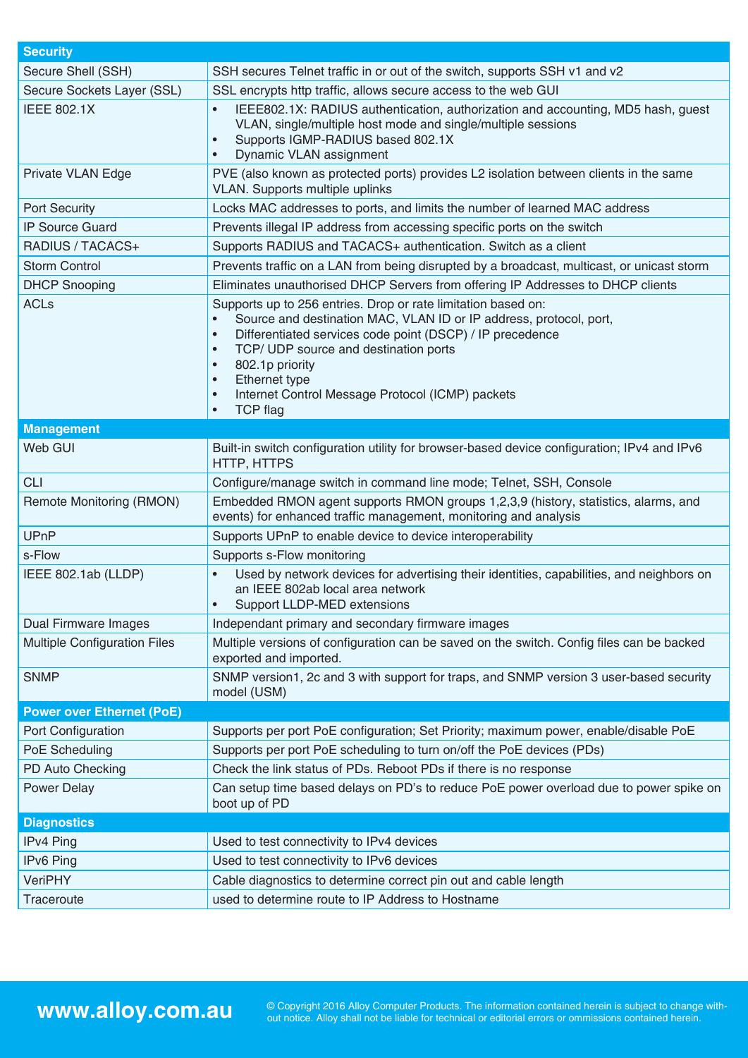| Security | |
|---|---|
| Secure Shell (SSH) | SSH secures Telnet traffic in or out of the switch, supports SSH v1 and v2 |
| Secure Sockets Layer (SSL) | SSL encrypts http traffic, allows secure access to the web GUI |
| IEEE 802.1X | • IEEE802.1X: RADIUS authentication, authorization and accounting, MD5 hash, guest VLAN, single/multiple host mode and single/multiple sessions<br>• Supports IGMP-RADIUS based 802.1X<br>• Dynamic VLAN assignment |
| Private VLAN Edge | PVE (also known as protected ports) provides L2 isolation between clients in the same VLAN. Supports multiple uplinks |
| Port Security | Locks MAC addresses to ports, and limits the number of learned MAC address |
| IP Source Guard | Prevents illegal IP address from accessing specific ports on the switch |
| RADIUS / TACACS+ | Supports RADIUS and TACACS+ authentication. Switch as a client |
| Storm Control | Prevents traffic on a LAN from being disrupted by a broadcast, multicast, or unicast storm |
| DHCP Snooping | Eliminates unauthorised DHCP Servers from offering IP Addresses to DHCP clients |
| ACLs | Supports up to 256 entries. Drop or rate limitation based on:<br>• Source and destination MAC, VLAN ID or IP address, protocol, port,<br>• Differentiated services code point (DSCP) / IP precedence<br>• TCP/ UDP source and destination ports<br>• 802.1p priority<br>• Ethernet type<br>• Internet Control Message Protocol (ICMP) packets<br>• TCP flag |
| **Management** | |
| Web GUI | Built-in switch configuration utility for browser-based device configuration; IPv4 and IPv6 HTTP, HTTPS |
| CLI | Configure/manage switch in command line mode; Telnet, SSH, Console |
| Remote Monitoring (RMON) | Embedded RMON agent supports RMON groups 1,2,3,9 (history, statistics, alarms, and events) for enhanced traffic management, monitoring and analysis |
| UPnP | Supports UPnP to enable device to device interoperability |
| s-Flow | Supports s-Flow monitoring |
| IEEE 802.1ab (LLDP) | • Used by network devices for advertising their identities, capabilities, and neighbors on an IEEE 802ab local area network<br>• Support LLDP-MED extensions |
| Dual Firmware Images | Independant primary and secondary firmware images |
| Multiple Configuration Files | Multiple versions of configuration can be saved on the switch. Config files can be backed exported and imported. |
| SNMP | SNMP version1, 2c and 3 with support for traps, and SNMP version 3 user-based security model (USM) |
| **Power over Ethernet (PoE)** | |
| Port Configuration | Supports per port PoE configuration; Set Priority; maximum power, enable/disable PoE |
| PoE Scheduling | Supports per port PoE scheduling to turn on/off the PoE devices (PDs) |
| PD Auto Checking | Check the link status of PDs. Reboot PDs if there is no response |
| Power Delay | Can setup time based delays on PD's to reduce PoE power overload due to power spike on boot up of PD |
| **Diagnostics** | |
| IPv4 Ping | Used to test connectivity to IPv4 devices |
| IPv6 Ping | Used to test connectivity to IPv6 devices |
| VeriPHY | Cable diagnostics to determine correct pin out and cable length |
| Traceroute | used to determine route to IP Address to Hostname |

**www.alloy.com.au**

© Copyright 2016 Alloy Computer Products. The information contained herein is subject to change without notice. Alloy shall not be liable for technical or editorial errors or ommissions contained herein.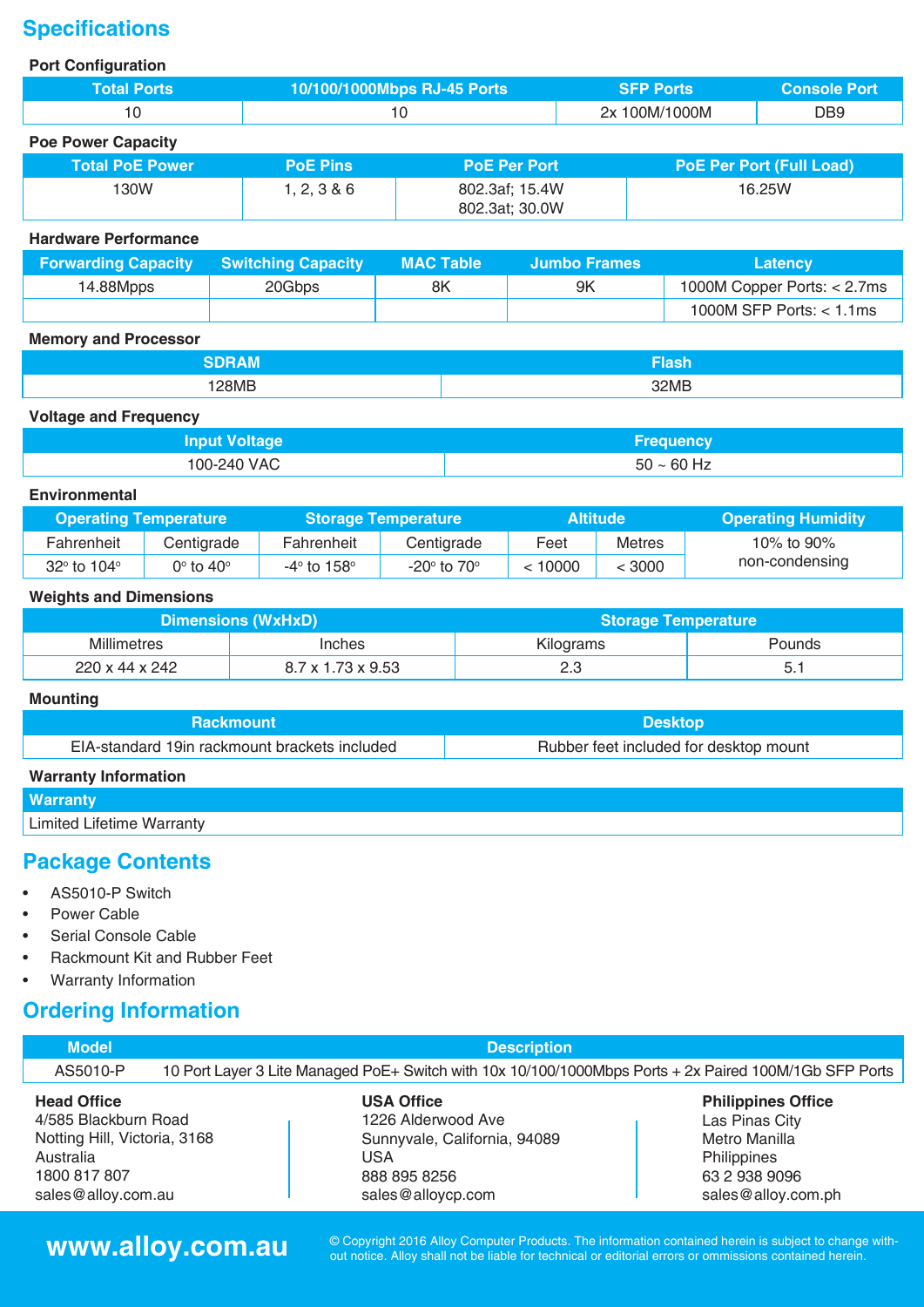## Specifications

### Port Configuration

| Total Ports | 10/100/1000Mbps RJ-45 Ports | SFP Ports | Console Port |
|---|---|---|---|
| 10 | 10 | 2x 100M/1000M | DB9 |

### Poe Power Capacity

| Total PoE Power | PoE Pins | PoE Per Port | PoE Per Port (Full Load) |
|---|---|---|---|
| 130W | 1, 2, 3 & 6 | 802.3af; 15.4W<br>802.3at; 30.0W | 16.25W |

### Hardware Performance

| Forwarding Capacity | Switching Capacity | MAC Table | Jumbo Frames | Latency |
|---|---|---|---|---|
| 14.88Mpps | 20Gbps | 8K | 9K | 1000M Copper Ports: < 2.7ms |
| | | | | 1000M SFP Ports: < 1.1ms |

### Memory and Processor

| SDRAM | Flash |
|---|---|
| 128MB | 32MB |

### Voltage and Frequency

| Input Voltage | Frequency |
|---|---|
| 100-240 VAC | 50 ~ 60 Hz |

### Environmental

| Operating Temperature | | Storage Temperature | | Altitude | | Operating Humidity |
|---|---|---|---|---|---|---|
| Fahrenheit | Centigrade | Fahrenheit | Centigrade | Feet | Metres | 10% to 90% non-condensing |
| 32° to 104° | 0° to 40° | -4° to 158° | -20° to 70° | < 10000 | < 3000 | |

### Weights and Dimensions

| Dimensions (WxHxD) | | Storage Temperature | |
|---|---|---|---|
| Millimetres | Inches | Kilograms | Pounds |
| 220 x 44 x 242 | 8.7 x 1.73 x 9.53 | 2.3 | 5.1 |

### Mounting

| Rackmount | Desktop |
|---|---|
| EIA-standard 19in rackmount brackets included | Rubber feet included for desktop mount |

### Warranty Information

| Warranty |
|---|
| Limited Lifetime Warranty |

## Package Contents

- AS5010-P Switch
- Power Cable
- Serial Console Cable
- Rackmount Kit and Rubber Feet
- Warranty Information

## Ordering Information

| Model | Description |
|---|---|
| AS5010-P | 10 Port Layer 3 Lite Managed PoE+ Switch with 10x 10/100/1000Mbps Ports + 2x Paired 100M/1Gb SFP Ports |

**Head Office**
4/585 Blackburn Road
Notting Hill, Victoria, 3168
Australia
1800 817 807
sales@alloy.com.au

**USA Office**
1226 Alderwood Ave
Sunnyvale, California, 94089
USA
888 895 8256
sales@alloycp.com

**Philippines Office**
Las Pinas City
Metro Manilla
Philippines
63 2 938 9096
sales@alloy.com.ph

**www.alloy.com.au**

© Copyright 2016 Alloy Computer Products. The information contained herein is subject to change without notice. Alloy shall not be liable for technical or editorial errors or ommissions contained herein.